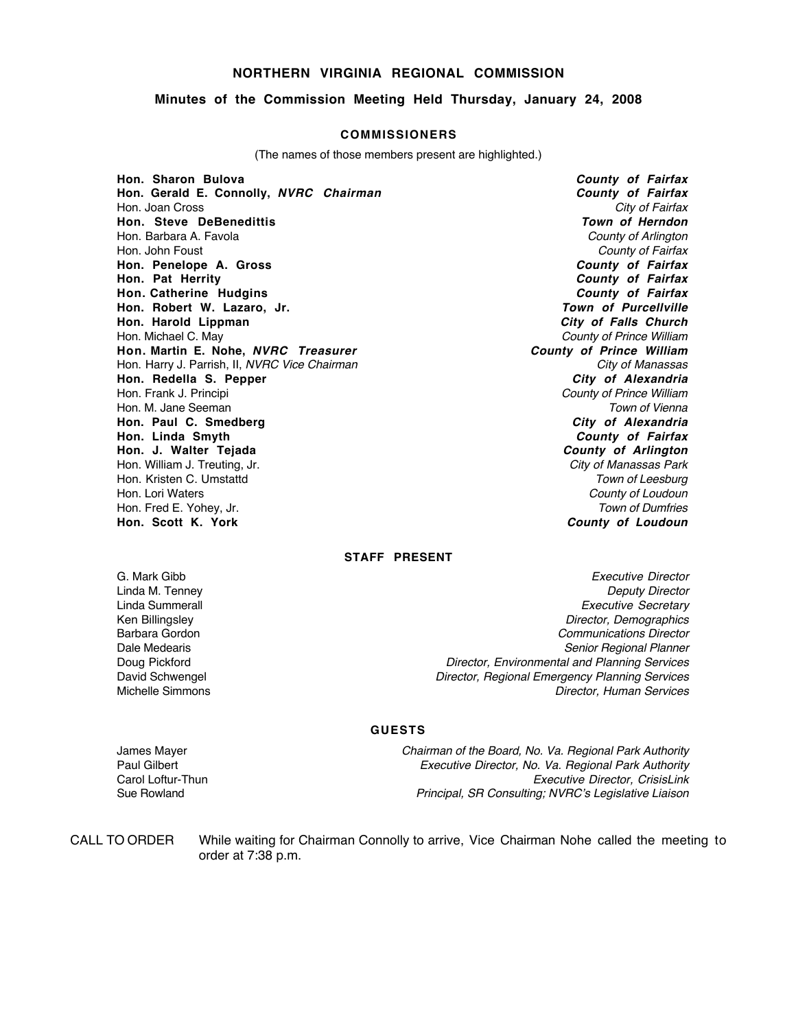# NORTHERN VIRGINIA REGIONAL COMMISSION

## Minutes of the Commission Meeting Held Thursday, January 24, 2008

### COMMISSIONERS

(The names of those members present are highlighted.)

| | |
|---|---|
| **Hon. Sharon Bulova** | ***County of Fairfax*** |
| **Hon. Gerald E. Connolly, *NVRC Chairman*** | ***County of Fairfax*** |
| Hon. Joan Cross | *City of Fairfax* |
| **Hon. Steve DeBenedittis** | ***Town of Herndon*** |
| Hon. Barbara A. Favola | *County of Arlington* |
| Hon. John Foust | *County of Fairfax* |
| **Hon. Penelope A. Gross** | ***County of Fairfax*** |
| **Hon. Pat Herrity** | ***County of Fairfax*** |
| **Hon. Catherine Hudgins** | ***County of Fairfax*** |
| **Hon. Robert W. Lazaro, Jr.** | ***Town of Purcellville*** |
| **Hon. Harold Lippman** | ***City of Falls Church*** |
| Hon. Michael C. May | *County of Prince William* |
| **Hon. Martin E. Nohe, *NVRC Treasurer*** | ***County of Prince William*** |
| Hon. Harry J. Parrish, II, *NVRC Vice Chairman* | *City of Manassas* |
| **Hon. Redella S. Pepper** | ***City of Alexandria*** |
| Hon. Frank J. Principi | *County of Prince William* |
| Hon. M. Jane Seeman | *Town of Vienna* |
| **Hon. Paul C. Smedberg** | ***City of Alexandria*** |
| **Hon. Linda Smyth** | ***County of Fairfax*** |
| **Hon. J. Walter Tejada** | ***County of Arlington*** |
| Hon. William J. Treuting, Jr. | *City of Manassas Park* |
| Hon. Kristen C. Umstattd | *Town of Leesburg* |
| Hon. Lori Waters | *County of Loudoun* |
| Hon. Fred E. Yohey, Jr. | *Town of Dumfries* |
| **Hon. Scott K. York** | ***County of Loudoun*** |

### STAFF PRESENT

| | |
|---|---|
| G. Mark Gibb | *Executive Director* |
| Linda M. Tenney | *Deputy Director* |
| Linda Summerall | *Executive Secretary* |
| Ken Billingsley | *Director, Demographics* |
| Barbara Gordon | *Communications Director* |
| Dale Medearis | *Senior Regional Planner* |
| Doug Pickford | *Director, Environmental and Planning Services* |
| David Schwengel | *Director, Regional Emergency Planning Services* |
| Michelle Simmons | *Director, Human Services* |

### GUESTS

| | |
|---|---|
| James Mayer | *Chairman of the Board, No. Va. Regional Park Authority* |
| Paul Gilbert | *Executive Director, No. Va. Regional Park Authority* |
| Carol Loftur-Thun | *Executive Director, CrisisLink* |
| Sue Rowland | *Principal, SR Consulting; NVRC's Legislative Liaison* |

CALL TO ORDER While waiting for Chairman Connolly to arrive, Vice Chairman Nohe called the meeting to order at 7:38 p.m.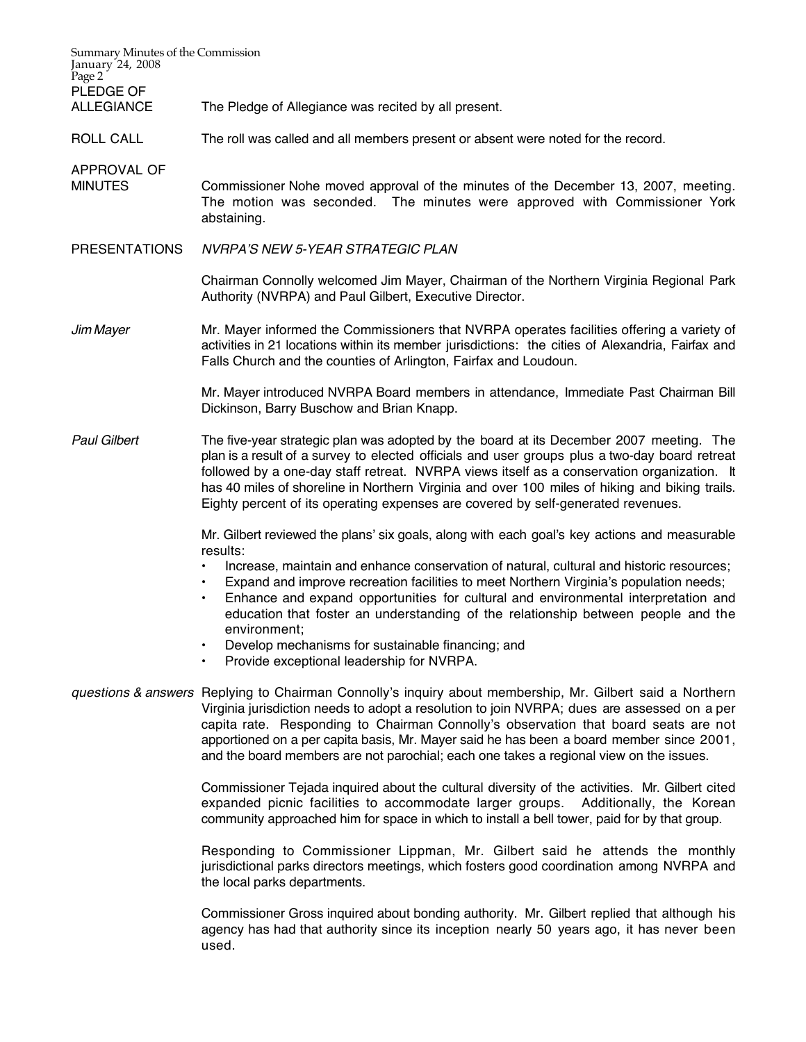**PLEDGE OF ALLEGIANCE**

The Pledge of Allegiance was recited by all present.

**ROLL CALL**

The roll was called and all members present or absent were noted for the record.

**APPROVAL OF MINUTES**

Commissioner Nohe moved approval of the minutes of the December 13, 2007, meeting. The motion was seconded. The minutes were approved with Commissioner York abstaining.

**PRESENTATIONS**

*NVRPA'S NEW 5-YEAR STRATEGIC PLAN*

Chairman Connolly welcomed Jim Mayer, Chairman of the Northern Virginia Regional Park Authority (NVRPA) and Paul Gilbert, Executive Director.

*Jim Mayer*

Mr. Mayer informed the Commissioners that NVRPA operates facilities offering a variety of activities in 21 locations within its member jurisdictions: the cities of Alexandria, Fairfax and Falls Church and the counties of Arlington, Fairfax and Loudoun.

Mr. Mayer introduced NVRPA Board members in attendance, Immediate Past Chairman Bill Dickinson, Barry Buschow and Brian Knapp.

*Paul Gilbert*

The five-year strategic plan was adopted by the board at its December 2007 meeting. The plan is a result of a survey to elected officials and user groups plus a two-day board retreat followed by a one-day staff retreat. NVRPA views itself as a conservation organization. It has 40 miles of shoreline in Northern Virginia and over 100 miles of hiking and biking trails. Eighty percent of its operating expenses are covered by self-generated revenues.

Mr. Gilbert reviewed the plans' six goals, along with each goal's key actions and measurable results:

- Increase, maintain and enhance conservation of natural, cultural and historic resources;
- Expand and improve recreation facilities to meet Northern Virginia's population needs;
- Enhance and expand opportunities for cultural and environmental interpretation and education that foster an understanding of the relationship between people and the environment;
- Develop mechanisms for sustainable financing; and
- Provide exceptional leadership for NVRPA.

*questions & answers*

Replying to Chairman Connolly's inquiry about membership, Mr. Gilbert said a Northern Virginia jurisdiction needs to adopt a resolution to join NVRPA; dues are assessed on a per capita rate. Responding to Chairman Connolly's observation that board seats are not apportioned on a per capita basis, Mr. Mayer said he has been a board member since 2001, and the board members are not parochial; each one takes a regional view on the issues.

Commissioner Tejada inquired about the cultural diversity of the activities. Mr. Gilbert cited expanded picnic facilities to accommodate larger groups. Additionally, the Korean community approached him for space in which to install a bell tower, paid for by that group.

Responding to Commissioner Lippman, Mr. Gilbert said he attends the monthly jurisdictional parks directors meetings, which fosters good coordination among NVRPA and the local parks departments.

Commissioner Gross inquired about bonding authority. Mr. Gilbert replied that although his agency has had that authority since its inception nearly 50 years ago, it has never been used.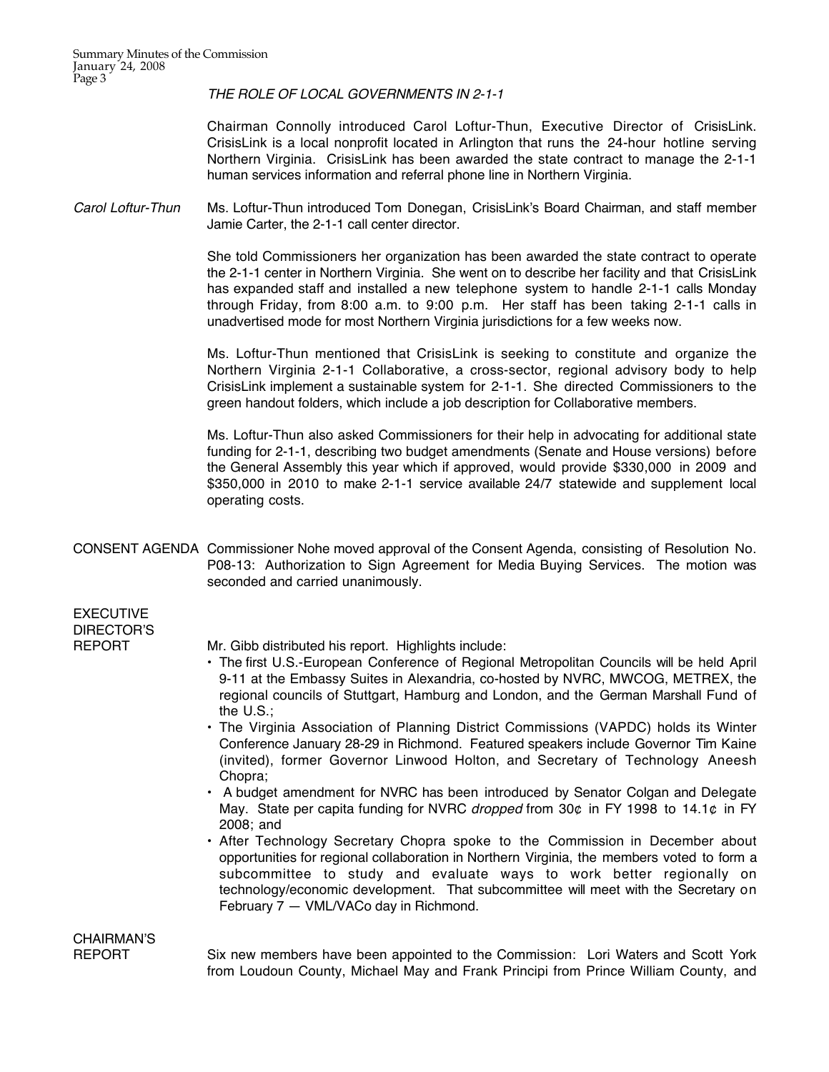*THE ROLE OF LOCAL GOVERNMENTS IN 2-1-1*

Chairman Connolly introduced Carol Loftur-Thun, Executive Director of CrisisLink. CrisisLink is a local nonprofit located in Arlington that runs the 24-hour hotline serving Northern Virginia. CrisisLink has been awarded the state contract to manage the 2-1-1 human services information and referral phone line in Northern Virginia.

*Carol Loftur-Thun*

Ms. Loftur-Thun introduced Tom Donegan, CrisisLink's Board Chairman, and staff member Jamie Carter, the 2-1-1 call center director.

She told Commissioners her organization has been awarded the state contract to operate the 2-1-1 center in Northern Virginia. She went on to describe her facility and that CrisisLink has expanded staff and installed a new telephone system to handle 2-1-1 calls Monday through Friday, from 8:00 a.m. to 9:00 p.m. Her staff has been taking 2-1-1 calls in unadvertised mode for most Northern Virginia jurisdictions for a few weeks now.

Ms. Loftur-Thun mentioned that CrisisLink is seeking to constitute and organize the Northern Virginia 2-1-1 Collaborative, a cross-sector, regional advisory body to help CrisisLink implement a sustainable system for 2-1-1. She directed Commissioners to the green handout folders, which include a job description for Collaborative members.

Ms. Loftur-Thun also asked Commissioners for their help in advocating for additional state funding for 2-1-1, describing two budget amendments (Senate and House versions) before the General Assembly this year which if approved, would provide \$330,000 in 2009 and \$350,000 in 2010 to make 2-1-1 service available 24/7 statewide and supplement local operating costs.

CONSENT AGENDA

Commissioner Nohe moved approval of the Consent Agenda, consisting of Resolution No. P08-13: Authorization to Sign Agreement for Media Buying Services. The motion was seconded and carried unanimously.

EXECUTIVE DIRECTOR'S REPORT

Mr. Gibb distributed his report. Highlights include:

- The first U.S.-European Conference of Regional Metropolitan Councils will be held April 9-11 at the Embassy Suites in Alexandria, co-hosted by NVRC, MWCOG, METREX, the regional councils of Stuttgart, Hamburg and London, and the German Marshall Fund of the U.S.;
- The Virginia Association of Planning District Commissions (VAPDC) holds its Winter Conference January 28-29 in Richmond. Featured speakers include Governor Tim Kaine (invited), former Governor Linwood Holton, and Secretary of Technology Aneesh Chopra;
- A budget amendment for NVRC has been introduced by Senator Colgan and Delegate May. State per capita funding for NVRC *dropped* from 30¢ in FY 1998 to 14.1¢ in FY 2008; and
- After Technology Secretary Chopra spoke to the Commission in December about opportunities for regional collaboration in Northern Virginia, the members voted to form a subcommittee to study and evaluate ways to work better regionally on technology/economic development. That subcommittee will meet with the Secretary on February 7 — VML/VACo day in Richmond.

CHAIRMAN'S REPORT

Six new members have been appointed to the Commission: Lori Waters and Scott York from Loudoun County, Michael May and Frank Principi from Prince William County, and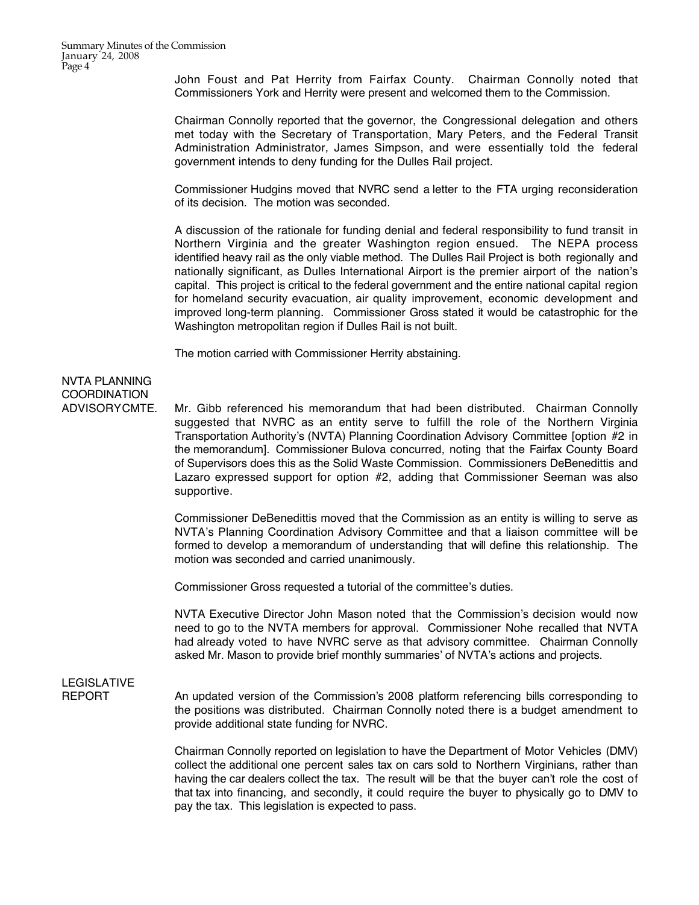John Foust and Pat Herrity from Fairfax County. Chairman Connolly noted that Commissioners York and Herrity were present and welcomed them to the Commission.

Chairman Connolly reported that the governor, the Congressional delegation and others met today with the Secretary of Transportation, Mary Peters, and the Federal Transit Administration Administrator, James Simpson, and were essentially told the federal government intends to deny funding for the Dulles Rail project.

Commissioner Hudgins moved that NVRC send a letter to the FTA urging reconsideration of its decision. The motion was seconded.

A discussion of the rationale for funding denial and federal responsibility to fund transit in Northern Virginia and the greater Washington region ensued. The NEPA process identified heavy rail as the only viable method. The Dulles Rail Project is both regionally and nationally significant, as Dulles International Airport is the premier airport of the nation's capital. This project is critical to the federal government and the entire national capital region for homeland security evacuation, air quality improvement, economic development and improved long-term planning. Commissioner Gross stated it would be catastrophic for the Washington metropolitan region if Dulles Rail is not built.

The motion carried with Commissioner Herrity abstaining.

**NVTA PLANNING COORDINATION ADVISORYCMTE.**

Mr. Gibb referenced his memorandum that had been distributed. Chairman Connolly suggested that NVRC as an entity serve to fulfill the role of the Northern Virginia Transportation Authority's (NVTA) Planning Coordination Advisory Committee [option #2 in the memorandum]. Commissioner Bulova concurred, noting that the Fairfax County Board of Supervisors does this as the Solid Waste Commission. Commissioners DeBenedittis and Lazaro expressed support for option #2, adding that Commissioner Seeman was also supportive.

Commissioner DeBenedittis moved that the Commission as an entity is willing to serve as NVTA's Planning Coordination Advisory Committee and that a liaison committee will be formed to develop a memorandum of understanding that will define this relationship. The motion was seconded and carried unanimously.

Commissioner Gross requested a tutorial of the committee's duties.

NVTA Executive Director John Mason noted that the Commission's decision would now need to go to the NVTA members for approval. Commissioner Nohe recalled that NVTA had already voted to have NVRC serve as that advisory committee. Chairman Connolly asked Mr. Mason to provide brief monthly summaries' of NVTA's actions and projects.

**LEGISLATIVE REPORT**

An updated version of the Commission's 2008 platform referencing bills corresponding to the positions was distributed. Chairman Connolly noted there is a budget amendment to provide additional state funding for NVRC.

Chairman Connolly reported on legislation to have the Department of Motor Vehicles (DMV) collect the additional one percent sales tax on cars sold to Northern Virginians, rather than having the car dealers collect the tax. The result will be that the buyer can't role the cost of that tax into financing, and secondly, it could require the buyer to physically go to DMV to pay the tax. This legislation is expected to pass.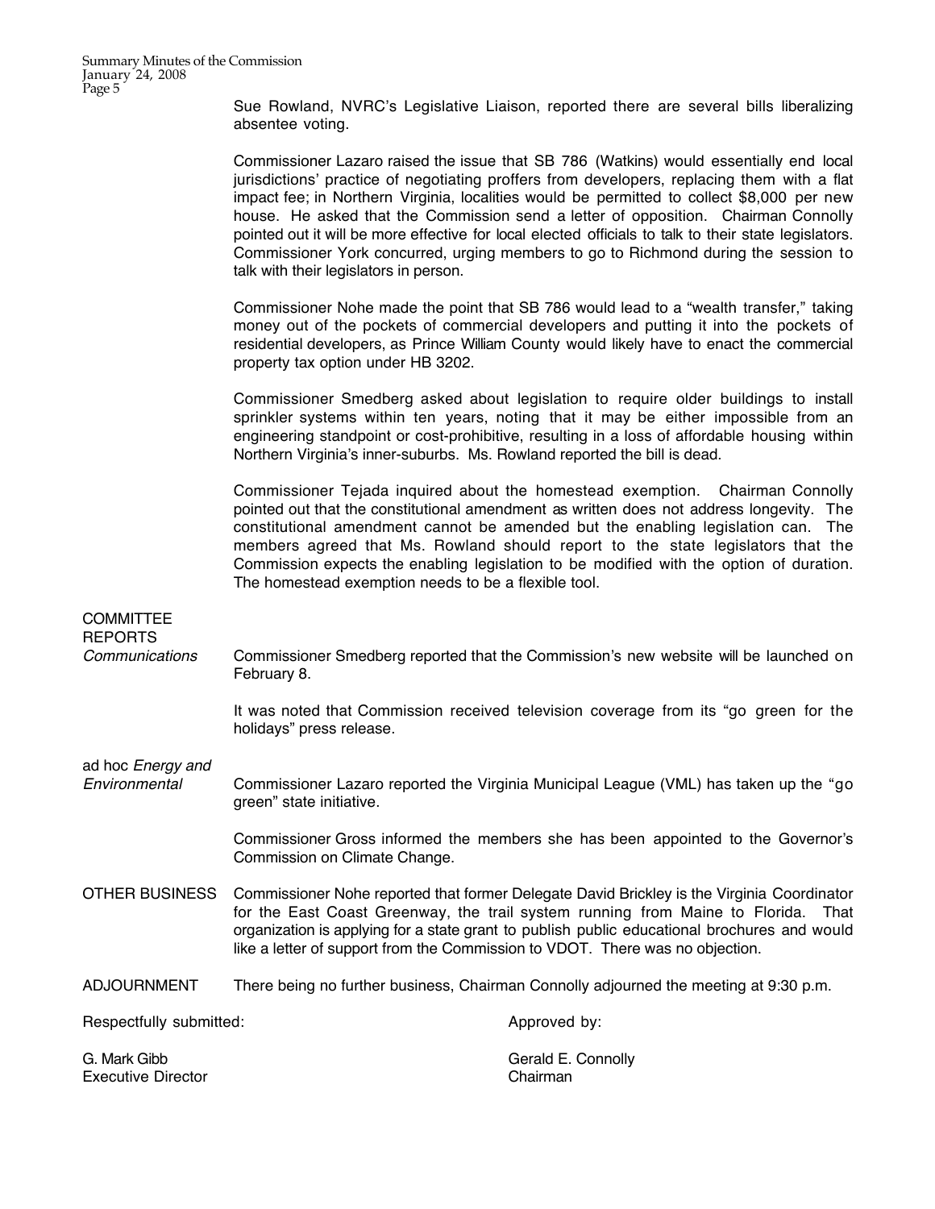Sue Rowland, NVRC's Legislative Liaison, reported there are several bills liberalizing absentee voting.

Commissioner Lazaro raised the issue that SB 786 (Watkins) would essentially end local jurisdictions' practice of negotiating proffers from developers, replacing them with a flat impact fee; in Northern Virginia, localities would be permitted to collect $8,000 per new house. He asked that the Commission send a letter of opposition. Chairman Connolly pointed out it will be more effective for local elected officials to talk to their state legislators. Commissioner York concurred, urging members to go to Richmond during the session to talk with their legislators in person.

Commissioner Nohe made the point that SB 786 would lead to a "wealth transfer," taking money out of the pockets of commercial developers and putting it into the pockets of residential developers, as Prince William County would likely have to enact the commercial property tax option under HB 3202.

Commissioner Smedberg asked about legislation to require older buildings to install sprinkler systems within ten years, noting that it may be either impossible from an engineering standpoint or cost-prohibitive, resulting in a loss of affordable housing within Northern Virginia's inner-suburbs. Ms. Rowland reported the bill is dead.

Commissioner Tejada inquired about the homestead exemption. Chairman Connolly pointed out that the constitutional amendment as written does not address longevity. The constitutional amendment cannot be amended but the enabling legislation can. The members agreed that Ms. Rowland should report to the state legislators that the Commission expects the enabling legislation to be modified with the option of duration. The homestead exemption needs to be a flexible tool.

COMMITTEE REPORTS

*Communications*

Commissioner Smedberg reported that the Commission's new website will be launched on February 8.

It was noted that Commission received television coverage from its "go green for the holidays" press release.

ad hoc *Energy and Environmental*

Commissioner Lazaro reported the Virginia Municipal League (VML) has taken up the "go green" state initiative.

Commissioner Gross informed the members she has been appointed to the Governor's Commission on Climate Change.

OTHER BUSINESS

Commissioner Nohe reported that former Delegate David Brickley is the Virginia Coordinator for the East Coast Greenway, the trail system running from Maine to Florida. That organization is applying for a state grant to publish public educational brochures and would like a letter of support from the Commission to VDOT. There was no objection.

ADJOURNMENT

There being no further business, Chairman Connolly adjourned the meeting at 9:30 p.m.

Respectfully submitted:

G. Mark Gibb
Executive Director

Approved by:

Gerald E. Connolly
Chairman